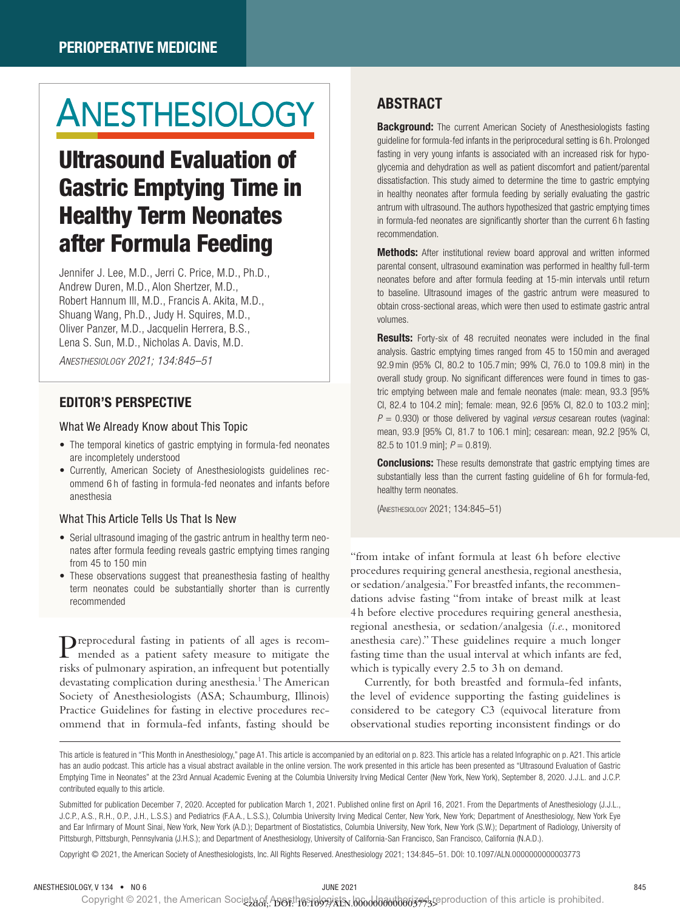PERIOPERATIVE MEDICINE

# Ultrasound Evaluation of Gastric Emptying Time in Healthy Term Neonates after Formula Feeding

Jennifer J. Lee, M.D., Jerri C. Price, M.D., Ph.D., Andrew Duren, M.D., Alon Shertzer, M.D., Robert Hannum III, M.D., Francis A. Akita, M.D., Shuang Wang, Ph.D., Judy H. Squires, M.D., Oliver Panzer, M.D., Jacquelin Herrera, B.S., Lena S. Sun, M.D., Nicholas A. Davis, M.D.

*ANESTHESIOLOGY 2021; 134:845–51*

## EDITOR'S PERSPECTIVE

### What We Already Know about This Topic

- The temporal kinetics of gastric emptying in formula-fed neonates are incompletely understood
- Currently, American Society of Anesthesiologists guidelines recommend 6h of fasting in formula-fed neonates and infants before anesthesia

### What This Article Tells Us That Is New

- Serial ultrasound imaging of the gastric antrum in healthy term neonates after formula feeding reveals gastric emptying times ranging from 45 to 150 min
- These observations suggest that preanesthesia fasting of healthy term neonates could be substantially shorter than is currently recommended

## ABSTRACT

**Background:** The current American Society of Anesthesiologists fasting guideline for formula-fed infants in the periprocedural setting is 6h. Prolonged fasting in very young infants is associated with an increased risk for hypoglycemia and dehydration as well as patient discomfort and patient/parental dissatisfaction. This study aimed to determine the time to gastric emptying in healthy neonates after formula feeding by serially evaluating the gastric antrum with ultrasound. The authors hypothesized that gastric emptying times in formula-fed neonates are significantly shorter than the current 6h fasting recommendation.

**Methods:** After institutional review board approval and written informed parental consent, ultrasound examination was performed in healthy full-term neonates before and after formula feeding at 15-min intervals until return to baseline. Ultrasound images of the gastric antrum were measured to obtain cross-sectional areas, which were then used to estimate gastric antral volumes.

**Results:** Forty-six of 48 recruited neonates were included in the final analysis. Gastric emptying times ranged from 45 to 150 min and averaged 92.9 min (95% CI, 80.2 to 105.7 min; 99% CI, 76.0 to 109.8 min) in the overall study group. No significant differences were found in times to gastric emptying between male and female neonates (male: mean, 93.3 [95% CI, 82.4 to 104.2 min]; female: mean, 92.6 [95% CI, 82.0 to 103.2 min]; $P = 0.930$) or those delivered by vaginal *versus* cesarean routes (vaginal: mean, 93.9 [95% CI, 81.7 to 106.1 min]; cesarean: mean, 92.2 [95% CI, 82.5 to 101.9 min]; $P = 0.819$).

**Conclusions:** These results demonstrate that gastric emptying times are substantially less than the current fasting guideline of 6h for formula-fed, healthy term neonates.

(ANESTHESIOLOGY 2021; 134:845–51)

Preprocedural fasting in patients of all ages is recommended as a patient safety measure to mitigate the risks of pulmonary aspiration, an infrequent but potentially devastating complication during anesthesia.[1] The American Society of Anesthesiologists (ASA; Schaumburg, Illinois) Practice Guidelines for fasting in elective procedures recommend that in formula-fed infants, fasting should be "from intake of infant formula at least 6h before elective procedures requiring general anesthesia, regional anesthesia, or sedation/analgesia." For breastfed infants, the recommendations advise fasting "from intake of breast milk at least 4h before elective procedures requiring general anesthesia, regional anesthesia, or sedation/analgesia (*i.e.*, monitored anesthesia care)." These guidelines require a much longer fasting time than the usual interval at which infants are fed, which is typically every 2.5 to 3h on demand.

Currently, for both breastfed and formula-fed infants, the level of evidence supporting the fasting guidelines is considered to be category C3 (equivocal literature from observational studies reporting inconsistent findings or do

This article is featured in "This Month in Anesthesiology," page A1. This article is accompanied by an editorial on p. 823. This article has a related Infographic on p. A21. This article has an audio podcast. This article has a visual abstract available in the online version. The work presented in this article has been presented as "Ultrasound Evaluation of Gastric Emptying Time in Neonates" at the 23rd Annual Academic Evening at the Columbia University Irving Medical Center (New York, New York), September 8, 2020. J.J.L. and J.C.P. contributed equally to this article.

Submitted for publication December 7, 2020. Accepted for publication March 1, 2021. Published online first on April 16, 2021. From the Departments of Anesthesiology (J.J.L., J.C.P., A.S., R.H., O.P., J.H., L.S.S.) and Pediatrics (F.A.A., L.S.S.), Columbia University Irving Medical Center, New York, New York; Department of Anesthesiology, New York Eye and Ear Infirmary of Mount Sinai, New York, New York (A.D.); Department of Biostatistics, Columbia University, New York, New York (S.W.); Department of Radiology, University of Pittsburgh, Pittsburgh, Pennsylvania (J.H.S.); and Department of Anesthesiology, University of California-San Francisco, San Francisco, California (N.A.D.).

Copyright © 2021, the American Society of Anesthesiologists, Inc. All Rights Reserved. Anesthesiology 2021; 134:845–51. DOI: 10.1097/ALN.0000000000003773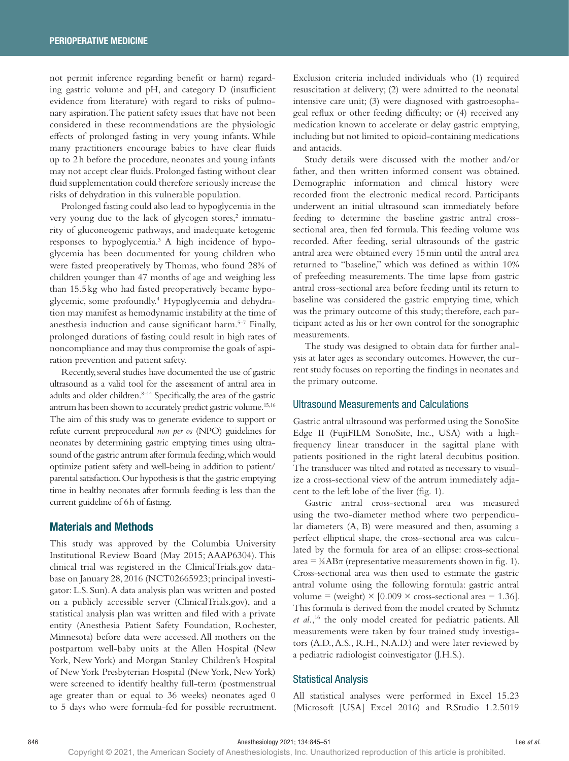not permit inference regarding benefit or harm) regarding gastric volume and pH, and category D (insufficient evidence from literature) with regard to risks of pulmonary aspiration. The patient safety issues that have not been considered in these recommendations are the physiologic effects of prolonged fasting in very young infants. While many practitioners encourage babies to have clear fluids up to 2 h before the procedure, neonates and young infants may not accept clear fluids. Prolonged fasting without clear fluid supplementation could therefore seriously increase the risks of dehydration in this vulnerable population.

Prolonged fasting could also lead to hypoglycemia in the very young due to the lack of glycogen stores,[2] immaturity of gluconeogenic pathways, and inadequate ketogenic responses to hypoglycemia.[3] A high incidence of hypoglycemia has been documented for young children who were fasted preoperatively by Thomas, who found 28% of children younger than 47 months of age and weighing less than 15.5 kg who had fasted preoperatively became hypoglycemic, some profoundly.[4] Hypoglycemia and dehydration may manifest as hemodynamic instability at the time of anesthesia induction and cause significant harm.[5–7] Finally, prolonged durations of fasting could result in high rates of noncompliance and may thus compromise the goals of aspiration prevention and patient safety.

Recently, several studies have documented the use of gastric ultrasound as a valid tool for the assessment of antral area in adults and older children.[8–14] Specifically, the area of the gastric antrum has been shown to accurately predict gastric volume.[15,16] The aim of this study was to generate evidence to support or refute current preprocedural *non per os* (NPO) guidelines for neonates by determining gastric emptying times using ultrasound of the gastric antrum after formula feeding, which would optimize patient safety and well-being in addition to patient/parental satisfaction. Our hypothesis is that the gastric emptying time in healthy neonates after formula feeding is less than the current guideline of 6 h of fasting.

## Materials and Methods

This study was approved by the Columbia University Institutional Review Board (May 2015; AAAP6304). This clinical trial was registered in the ClinicalTrials.gov database on January 28, 2016 (NCT02665923; principal investigator: L.S. Sun). A data analysis plan was written and posted on a publicly accessible server (ClinicalTrials.gov), and a statistical analysis plan was written and filed with a private entity (Anesthesia Patient Safety Foundation, Rochester, Minnesota) before data were accessed. All mothers on the postpartum well-baby units at the Allen Hospital (New York, New York) and Morgan Stanley Children's Hospital of New York Presbyterian Hospital (New York, New York) were screened to identify healthy full-term (postmenstrual age greater than or equal to 36 weeks) neonates aged 0 to 5 days who were formula-fed for possible recruitment. Exclusion criteria included individuals who (1) required resuscitation at delivery; (2) were admitted to the neonatal intensive care unit; (3) were diagnosed with gastroesophageal reflux or other feeding difficulty; or (4) received any medication known to accelerate or delay gastric emptying, including but not limited to opioid-containing medications and antacids.

Study details were discussed with the mother and/or father, and then written informed consent was obtained. Demographic information and clinical history were recorded from the electronic medical record. Participants underwent an initial ultrasound scan immediately before feeding to determine the baseline gastric antral cross-sectional area, then fed formula. This feeding volume was recorded. After feeding, serial ultrasounds of the gastric antral area were obtained every 15 min until the antral area returned to "baseline," which was defined as within 10% of prefeeding measurements. The time lapse from gastric antral cross-sectional area before feeding until its return to baseline was considered the gastric emptying time, which was the primary outcome of this study; therefore, each participant acted as his or her own control for the sonographic measurements.

The study was designed to obtain data for further analysis at later ages as secondary outcomes. However, the current study focuses on reporting the findings in neonates and the primary outcome.

### Ultrasound Measurements and Calculations

Gastric antral ultrasound was performed using the SonoSite Edge II (FujiFILM SonoSite, Inc., USA) with a high-frequency linear transducer in the sagittal plane with patients positioned in the right lateral decubitus position. The transducer was tilted and rotated as necessary to visualize a cross-sectional view of the antrum immediately adjacent to the left lobe of the liver (fig. 1).

Gastric antral cross-sectional area was measured using the two-diameter method where two perpendicular diameters (A, B) were measured and then, assuming a perfect elliptical shape, the cross-sectional area was calculated by the formula for area of an ellipse: cross-sectional area = $\frac{1}{4}AB\pi$ (representative measurements shown in fig. 1). Cross-sectional area was then used to estimate the gastric antral volume using the following formula: gastric antral volume = (weight) $\times$ [0.009 $\times$ cross-sectional area $-$ 1.36]. This formula is derived from the model created by Schmitz *et al.*,[16] the only model created for pediatric patients. All measurements were taken by four trained study investigators (A.D., A.S., R.H., N.A.D.) and were later reviewed by a pediatric radiologist coinvestigator (J.H.S.).

### Statistical Analysis

All statistical analyses were performed in Excel 15.23 (Microsoft [USA] Excel 2016) and RStudio 1.2.5019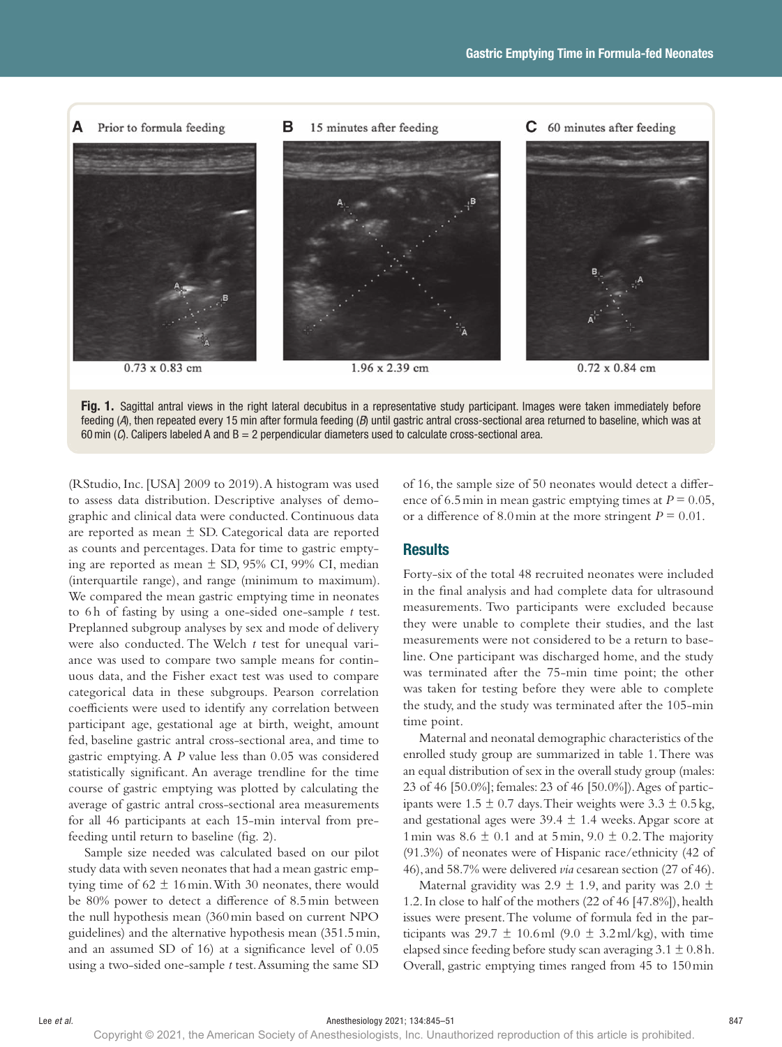**Fig. 1.** Sagittal antral views in the right lateral decubitus in a representative study participant. Images were taken immediately before feeding (*A*), then repeated every 15 min after formula feeding (*B*) until gastric antral cross-sectional area returned to baseline, which was at 60 min (*C*). Calipers labeled A and B = 2 perpendicular diameters used to calculate cross-sectional area.

(RStudio, Inc. [USA] 2009 to 2019). A histogram was used to assess data distribution. Descriptive analyses of demographic and clinical data were conducted. Continuous data are reported as mean ± SD. Categorical data are reported as counts and percentages. Data for time to gastric emptying are reported as mean ± SD, 95% CI, 99% CI, median (interquartile range), and range (minimum to maximum). We compared the mean gastric emptying time in neonates to 6 h of fasting by using a one-sided one-sample *t* test. Preplanned subgroup analyses by sex and mode of delivery were also conducted. The Welch *t* test for unequal variance was used to compare two sample means for continuous data, and the Fisher exact test was used to compare categorical data in these subgroups. Pearson correlation coefficients were used to identify any correlation between participant age, gestational age at birth, weight, amount fed, baseline gastric antral cross-sectional area, and time to gastric emptying. A *P* value less than 0.05 was considered statistically significant. An average trendline for the time course of gastric emptying was plotted by calculating the average of gastric antral cross-sectional area measurements for all 46 participants at each 15-min interval from prefeeding until return to baseline (fig. 2).

Sample size needed was calculated based on our pilot study data with seven neonates that had a mean gastric emptying time of 62 ± 16 min. With 30 neonates, there would be 80% power to detect a difference of 8.5 min between the null hypothesis mean (360 min based on current NPO guidelines) and the alternative hypothesis mean (351.5 min, and an assumed SD of 16) at a significance level of 0.05 using a two-sided one-sample *t* test. Assuming the same SD of 16, the sample size of 50 neonates would detect a difference of 6.5 min in mean gastric emptying times at $P = 0.05$, or a difference of 8.0 min at the more stringent $P = 0.01$.

## Results

Forty-six of the total 48 recruited neonates were included in the final analysis and had complete data for ultrasound measurements. Two participants were excluded because they were unable to complete their studies, and the last measurements were not considered to be a return to baseline. One participant was discharged home, and the study was terminated after the 75-min time point; the other was taken for testing before they were able to complete the study, and the study was terminated after the 105-min time point.

Maternal and neonatal demographic characteristics of the enrolled study group are summarized in table 1. There was an equal distribution of sex in the overall study group (males: 23 of 46 [50.0%]; females: 23 of 46 [50.0%]). Ages of participants were 1.5 ± 0.7 days. Their weights were 3.3 ± 0.5 kg, and gestational ages were 39.4 ± 1.4 weeks. Apgar score at 1 min was 8.6 ± 0.1 and at 5 min, 9.0 ± 0.2. The majority (91.3%) of neonates were of Hispanic race/ethnicity (42 of 46), and 58.7% were delivered *via* cesarean section (27 of 46).

Maternal gravidity was 2.9 ± 1.9, and parity was 2.0 ± 1.2. In close to half of the mothers (22 of 46 [47.8%]), health issues were present. The volume of formula fed in the participants was 29.7 ± 10.6 ml (9.0 ± 3.2 ml/kg), with time elapsed since feeding before study scan averaging 3.1 ± 0.8 h. Overall, gastric emptying times ranged from 45 to 150 min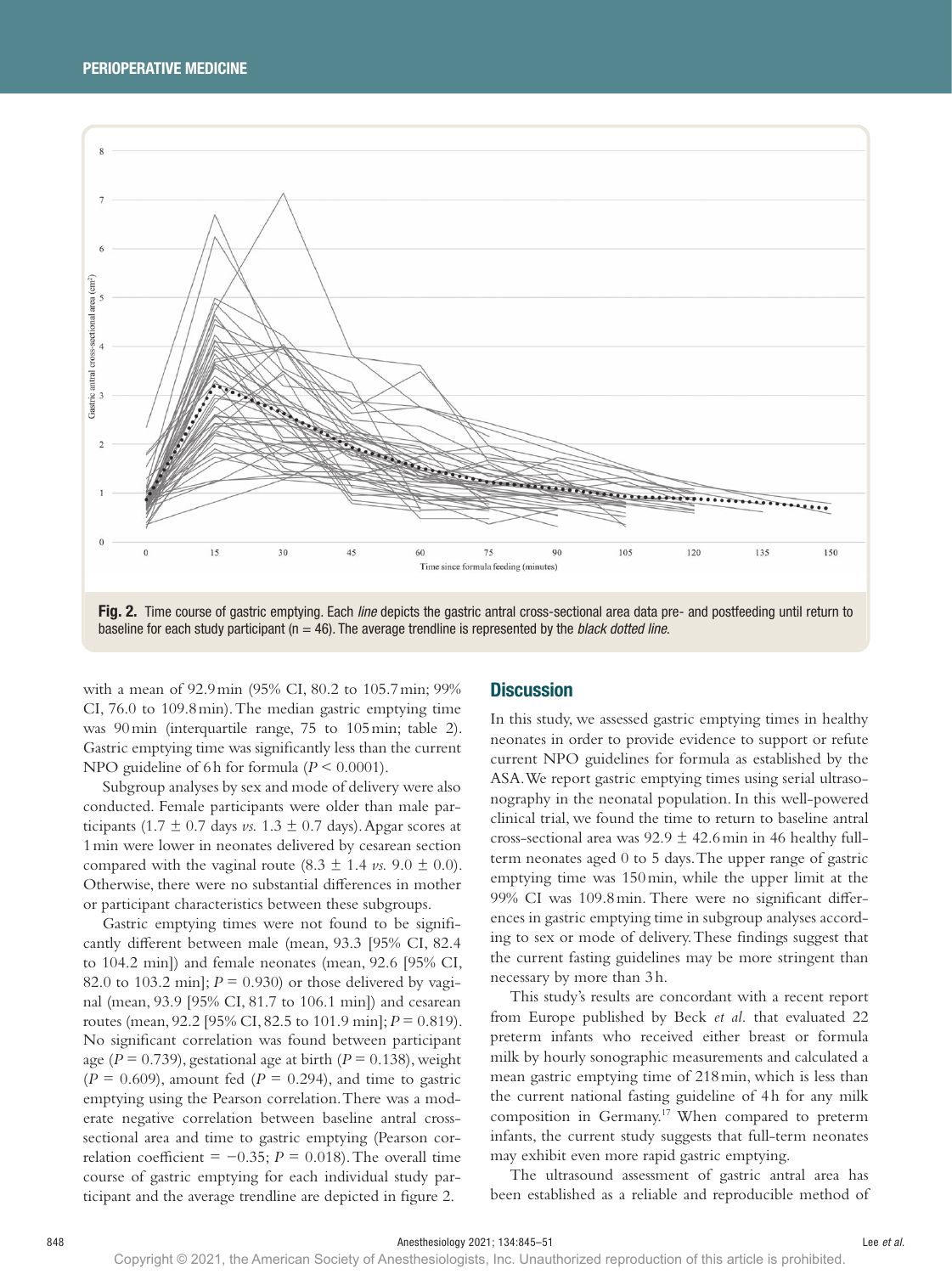Fig. 2. Time course of gastric emptying. Each *line* depicts the gastric antral cross-sectional area data pre- and postfeeding until return to baseline for each study participant (n = 46). The average trendline is represented by the *black dotted line*.

with a mean of 92.9 min (95% CI, 80.2 to 105.7 min; 99% CI, 76.0 to 109.8 min). The median gastric emptying time was 90 min (interquartile range, 75 to 105 min; table 2). Gastric emptying time was significantly less than the current NPO guideline of 6 h for formula ($P < 0.0001$).

Subgroup analyses by sex and mode of delivery were also conducted. Female participants were older than male participants (1.7 ± 0.7 days *vs.* 1.3 ± 0.7 days). Apgar scores at 1 min were lower in neonates delivered by cesarean section compared with the vaginal route (8.3 ± 1.4 *vs.* 9.0 ± 0.0). Otherwise, there were no substantial differences in mother or participant characteristics between these subgroups.

Gastric emptying times were not found to be significantly different between male (mean, 93.3 [95% CI, 82.4 to 104.2 min]) and female neonates (mean, 92.6 [95% CI, 82.0 to 103.2 min]; $P = 0.930$) or those delivered by vaginal (mean, 93.9 [95% CI, 81.7 to 106.1 min]) and cesarean routes (mean, 92.2 [95% CI, 82.5 to 101.9 min]; $P = 0.819$). No significant correlation was found between participant age ($P = 0.739$), gestational age at birth ($P = 0.138$), weight ($P = 0.609$), amount fed ($P = 0.294$), and time to gastric emptying using the Pearson correlation. There was a moderate negative correlation between baseline antral cross-sectional area and time to gastric emptying (Pearson correlation coefficient = −0.35; $P = 0.018$). The overall time course of gastric emptying for each individual study participant and the average trendline are depicted in figure 2.

## Discussion

In this study, we assessed gastric emptying times in healthy neonates in order to provide evidence to support or refute current NPO guidelines for formula as established by the ASA. We report gastric emptying times using serial ultrasonography in the neonatal population. In this well-powered clinical trial, we found the time to return to baseline antral cross-sectional area was 92.9 ± 42.6 min in 46 healthy full-term neonates aged 0 to 5 days. The upper range of gastric emptying time was 150 min, while the upper limit at the 99% CI was 109.8 min. There were no significant differences in gastric emptying time in subgroup analyses according to sex or mode of delivery. These findings suggest that the current fasting guidelines may be more stringent than necessary by more than 3 h.

This study's results are concordant with a recent report from Europe published by Beck *et al.* that evaluated 22 preterm infants who received either breast or formula milk by hourly sonographic measurements and calculated a mean gastric emptying time of 218 min, which is less than the current national fasting guideline of 4 h for any milk composition in Germany.[17] When compared to preterm infants, the current study suggests that full-term neonates may exhibit even more rapid gastric emptying.

The ultrasound assessment of gastric antral area has been established as a reliable and reproducible method of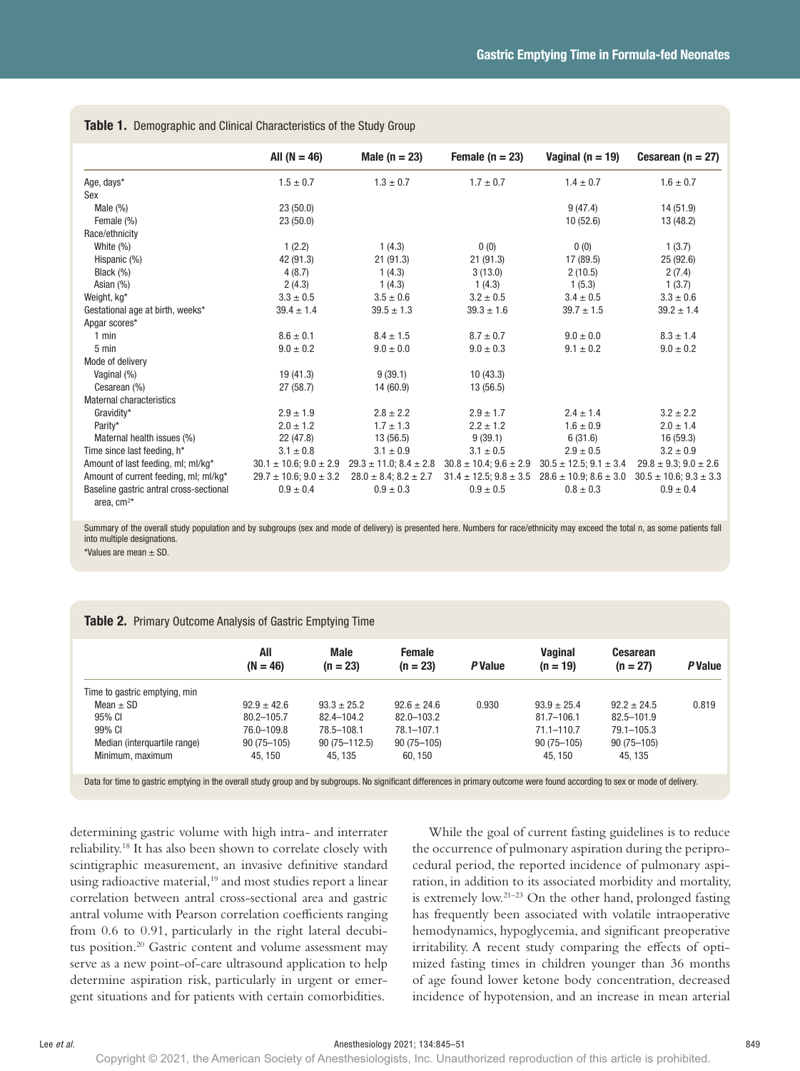**Table 1.** Demographic and Clinical Characteristics of the Study Group

| | All (N = 46) | Male (n = 23) | Female (n = 23) | Vaginal (n = 19) | Cesarean (n = 27) |
|---|---|---|---|---|---|
| Age, days* | 1.5 ± 0.7 | 1.3 ± 0.7 | 1.7 ± 0.7 | 1.4 ± 0.7 | 1.6 ± 0.7 |
| Sex | | | | | |
| Male (%) | 23 (50.0) | | | 9 (47.4) | 14 (51.9) |
| Female (%) | 23 (50.0) | | | 10 (52.6) | 13 (48.2) |
| Race/ethnicity | | | | | |
| White (%) | 1 (2.2) | 1 (4.3) | 0 (0) | 0 (0) | 1 (3.7) |
| Hispanic (%) | 42 (91.3) | 21 (91.3) | 21 (91.3) | 17 (89.5) | 25 (92.6) |
| Black (%) | 4 (8.7) | 1 (4.3) | 3 (13.0) | 2 (10.5) | 2 (7.4) |
| Asian (%) | 2 (4.3) | 1 (4.3) | 1 (4.3) | 1 (5.3) | 1 (3.7) |
| Weight, kg* | 3.3 ± 0.5 | 3.5 ± 0.6 | 3.2 ± 0.5 | 3.4 ± 0.5 | 3.3 ± 0.6 |
| Gestational age at birth, weeks* | 39.4 ± 1.4 | 39.5 ± 1.3 | 39.3 ± 1.6 | 39.7 ± 1.5 | 39.2 ± 1.4 |
| Apgar scores* | | | | | |
| 1 min | 8.6 ± 0.1 | 8.4 ± 1.5 | 8.7 ± 0.7 | 9.0 ± 0.0 | 8.3 ± 1.4 |
| 5 min | 9.0 ± 0.2 | 9.0 ± 0.0 | 9.0 ± 0.3 | 9.1 ± 0.2 | 9.0 ± 0.2 |
| Mode of delivery | | | | | |
| Vaginal (%) | 19 (41.3) | 9 (39.1) | 10 (43.3) | | |
| Cesarean (%) | 27 (58.7) | 14 (60.9) | 13 (56.5) | | |
| Maternal characteristics | | | | | |
| Gravidity* | 2.9 ± 1.9 | 2.8 ± 2.2 | 2.9 ± 1.7 | 2.4 ± 1.4 | 3.2 ± 2.2 |
| Parity* | 2.0 ± 1.2 | 1.7 ± 1.3 | 2.2 ± 1.2 | 1.6 ± 0.9 | 2.0 ± 1.4 |
| Maternal health issues (%) | 22 (47.8) | 13 (56.5) | 9 (39.1) | 6 (31.6) | 16 (59.3) |
| Time since last feeding, h* | 3.1 ± 0.8 | 3.1 ± 0.9 | 3.1 ± 0.5 | 2.9 ± 0.5 | 3.2 ± 0.9 |
| Amount of last feeding, ml; ml/kg* | 30.1 ± 10.6; 9.0 ± 2.9 | 29.3 ± 11.0; 8.4 ± 2.8 | 30.8 ± 10.4; 9.6 ± 2.9 | 30.5 ± 12.5; 9.1 ± 3.4 | 29.8 ± 9.3; 9.0 ± 2.6 |
| Amount of current feeding, ml; ml/kg* | 29.7 ± 10.6; 9.0 ± 3.2 | 28.0 ± 8.4; 8.2 ± 2.7 | 31.4 ± 12.5; 9.8 ± 3.5 | 28.6 ± 10.9; 8.6 ± 3.0 | 30.5 ± 10.6; 9.3 ± 3.3 |
| Baseline gastric antral cross-sectional area, $cm^2$* | 0.9 ± 0.4 | 0.9 ± 0.3 | 0.9 ± 0.5 | 0.8 ± 0.3 | 0.9 ± 0.4 |

Summary of the overall study population and by subgroups (sex and mode of delivery) is presented here. Numbers for race/ethnicity may exceed the total n, as some patients fall into multiple designations.
*Values are mean ± SD.

**Table 2.** Primary Outcome Analysis of Gastric Emptying Time

| | All (N = 46) | Male (n = 23) | Female (n = 23) | *P* Value | Vaginal (n = 19) | Cesarean (n = 27) | *P* Value |
|---|---|---|---|---|---|---|---|
| Time to gastric emptying, min | | | | | | | |
| Mean ± SD | 92.9 ± 42.6 | 93.3 ± 25.2 | 92.6 ± 24.6 | 0.930 | 93.9 ± 25.4 | 92.2 ± 24.5 | 0.819 |
| 95% CI | 80.2–105.7 | 82.4–104.2 | 82.0–103.2 | | 81.7–106.1 | 82.5–101.9 | |
| 99% CI | 76.0–109.8 | 78.5–108.1 | 78.1–107.1 | | 71.1–110.7 | 79.1–105.3 | |
| Median (interquartile range) | 90 (75–105) | 90 (75–112.5) | 90 (75–105) | | 90 (75–105) | 90 (75–105) | |
| Minimum, maximum | 45, 150 | 45, 135 | 60, 150 | | 45, 150 | 45, 135 | |

Data for time to gastric emptying in the overall study group and by subgroups. No significant differences in primary outcome were found according to sex or mode of delivery.

determining gastric volume with high intra- and interrater reliability.[18] It has also been shown to correlate closely with scintigraphic measurement, an invasive definitive standard using radioactive material,[19] and most studies report a linear correlation between antral cross-sectional area and gastric antral volume with Pearson correlation coefficients ranging from 0.6 to 0.91, particularly in the right lateral decubitus position.[20] Gastric content and volume assessment may serve as a new point-of-care ultrasound application to help determine aspiration risk, particularly in urgent or emergent situations and for patients with certain comorbidities.

While the goal of current fasting guidelines is to reduce the occurrence of pulmonary aspiration during the periprocedural period, the reported incidence of pulmonary aspiration, in addition to its associated morbidity and mortality, is extremely low.[21–23] On the other hand, prolonged fasting has frequently been associated with volatile intraoperative hemodynamics, hypoglycemia, and significant preoperative irritability. A recent study comparing the effects of optimized fasting times in children younger than 36 months of age found lower ketone body concentration, decreased incidence of hypotension, and an increase in mean arterial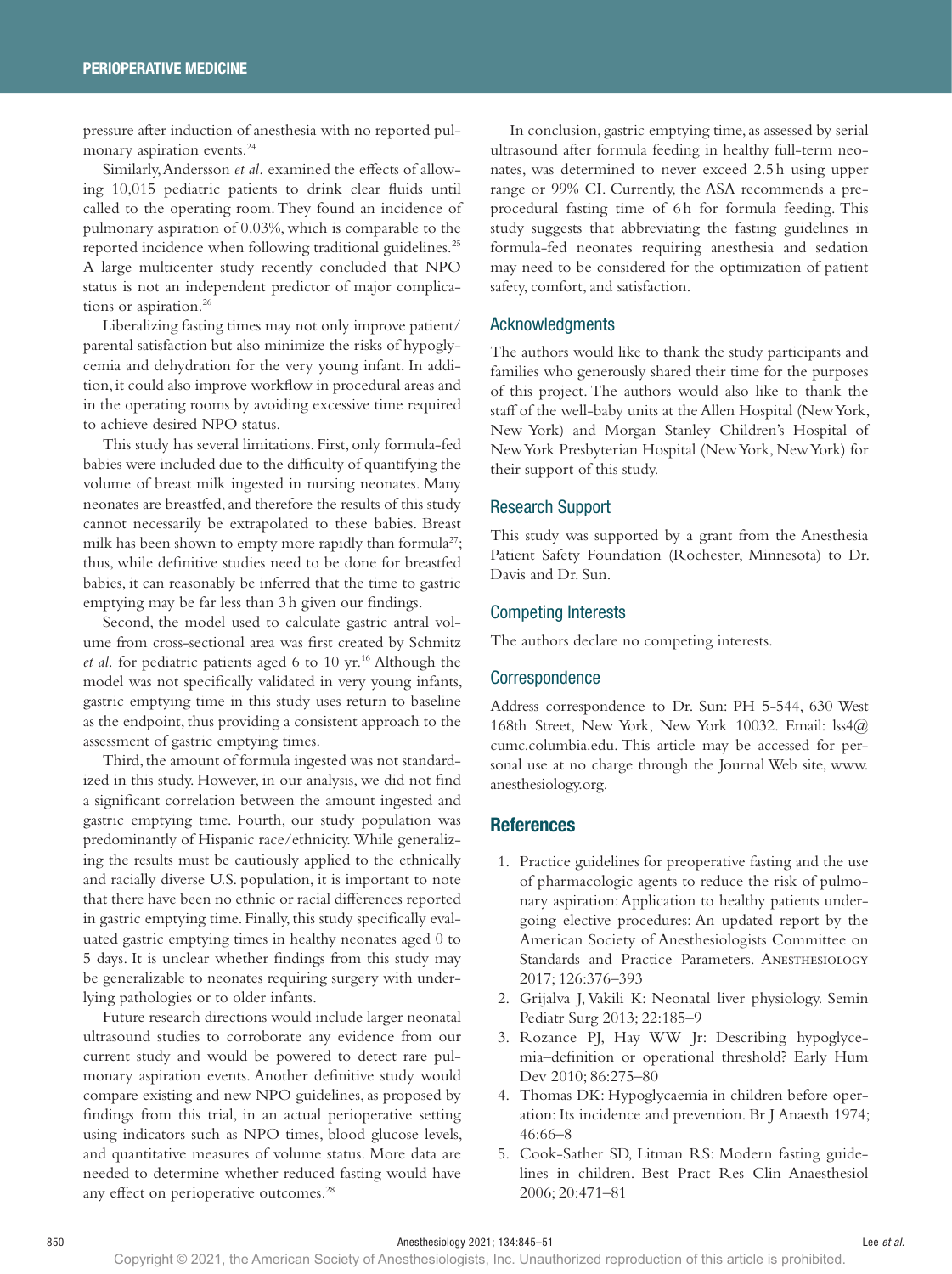pressure after induction of anesthesia with no reported pulmonary aspiration events.[24]

Similarly, Andersson *et al.* examined the effects of allowing 10,015 pediatric patients to drink clear fluids until called to the operating room. They found an incidence of pulmonary aspiration of 0.03%, which is comparable to the reported incidence when following traditional guidelines.[25] A large multicenter study recently concluded that NPO status is not an independent predictor of major complications or aspiration.[26]

Liberalizing fasting times may not only improve patient/parental satisfaction but also minimize the risks of hypoglycemia and dehydration for the very young infant. In addition, it could also improve workflow in procedural areas and in the operating rooms by avoiding excessive time required to achieve desired NPO status.

This study has several limitations. First, only formula-fed babies were included due to the difficulty of quantifying the volume of breast milk ingested in nursing neonates. Many neonates are breastfed, and therefore the results of this study cannot necessarily be extrapolated to these babies. Breast milk has been shown to empty more rapidly than formula[27]; thus, while definitive studies need to be done for breastfed babies, it can reasonably be inferred that the time to gastric emptying may be far less than 3 h given our findings.

Second, the model used to calculate gastric antral volume from cross-sectional area was first created by Schmitz *et al.* for pediatric patients aged 6 to 10 yr.[16] Although the model was not specifically validated in very young infants, gastric emptying time in this study uses return to baseline as the endpoint, thus providing a consistent approach to the assessment of gastric emptying times.

Third, the amount of formula ingested was not standardized in this study. However, in our analysis, we did not find a significant correlation between the amount ingested and gastric emptying time. Fourth, our study population was predominantly of Hispanic race/ethnicity. While generalizing the results must be cautiously applied to the ethnically and racially diverse U.S. population, it is important to note that there have been no ethnic or racial differences reported in gastric emptying time. Finally, this study specifically evaluated gastric emptying times in healthy neonates aged 0 to 5 days. It is unclear whether findings from this study may be generalizable to neonates requiring surgery with underlying pathologies or to older infants.

Future research directions would include larger neonatal ultrasound studies to corroborate any evidence from our current study and would be powered to detect rare pulmonary aspiration events. Another definitive study would compare existing and new NPO guidelines, as proposed by findings from this trial, in an actual perioperative setting using indicators such as NPO times, blood glucose levels, and quantitative measures of volume status. More data are needed to determine whether reduced fasting would have any effect on perioperative outcomes.[28]

In conclusion, gastric emptying time, as assessed by serial ultrasound after formula feeding in healthy full-term neonates, was determined to never exceed 2.5 h using upper range or 99% CI. Currently, the ASA recommends a preprocedural fasting time of 6 h for formula feeding. This study suggests that abbreviating the fasting guidelines in formula-fed neonates requiring anesthesia and sedation may need to be considered for the optimization of patient safety, comfort, and satisfaction.

## Acknowledgments

The authors would like to thank the study participants and families who generously shared their time for the purposes of this project. The authors would also like to thank the staff of the well-baby units at the Allen Hospital (New York, New York) and Morgan Stanley Children's Hospital of New York Presbyterian Hospital (New York, New York) for their support of this study.

## Research Support

This study was supported by a grant from the Anesthesia Patient Safety Foundation (Rochester, Minnesota) to Dr. Davis and Dr. Sun.

## Competing Interests

The authors declare no competing interests.

## Correspondence

Address correspondence to Dr. Sun: PH 5-544, 630 West 168th Street, New York, New York 10032. Email: lss4@cumc.columbia.edu. This article may be accessed for personal use at no charge through the Journal Web site, www.anesthesiology.org.

## References

1. Practice guidelines for preoperative fasting and the use of pharmacologic agents to reduce the risk of pulmonary aspiration: Application to healthy patients undergoing elective procedures: An updated report by the American Society of Anesthesiologists Committee on Standards and Practice Parameters. Anesthesiology 2017; 126:376–393
2. Grijalva J, Vakili K: Neonatal liver physiology. Semin Pediatr Surg 2013; 22:185–9
3. Rozance PJ, Hay WW Jr: Describing hypoglycemia–definition or operational threshold? Early Hum Dev 2010; 86:275–80
4. Thomas DK: Hypoglycaemia in children before operation: Its incidence and prevention. Br J Anaesth 1974; 46:66–8
5. Cook-Sather SD, Litman RS: Modern fasting guidelines in children. Best Pract Res Clin Anaesthesiol 2006; 20:471–81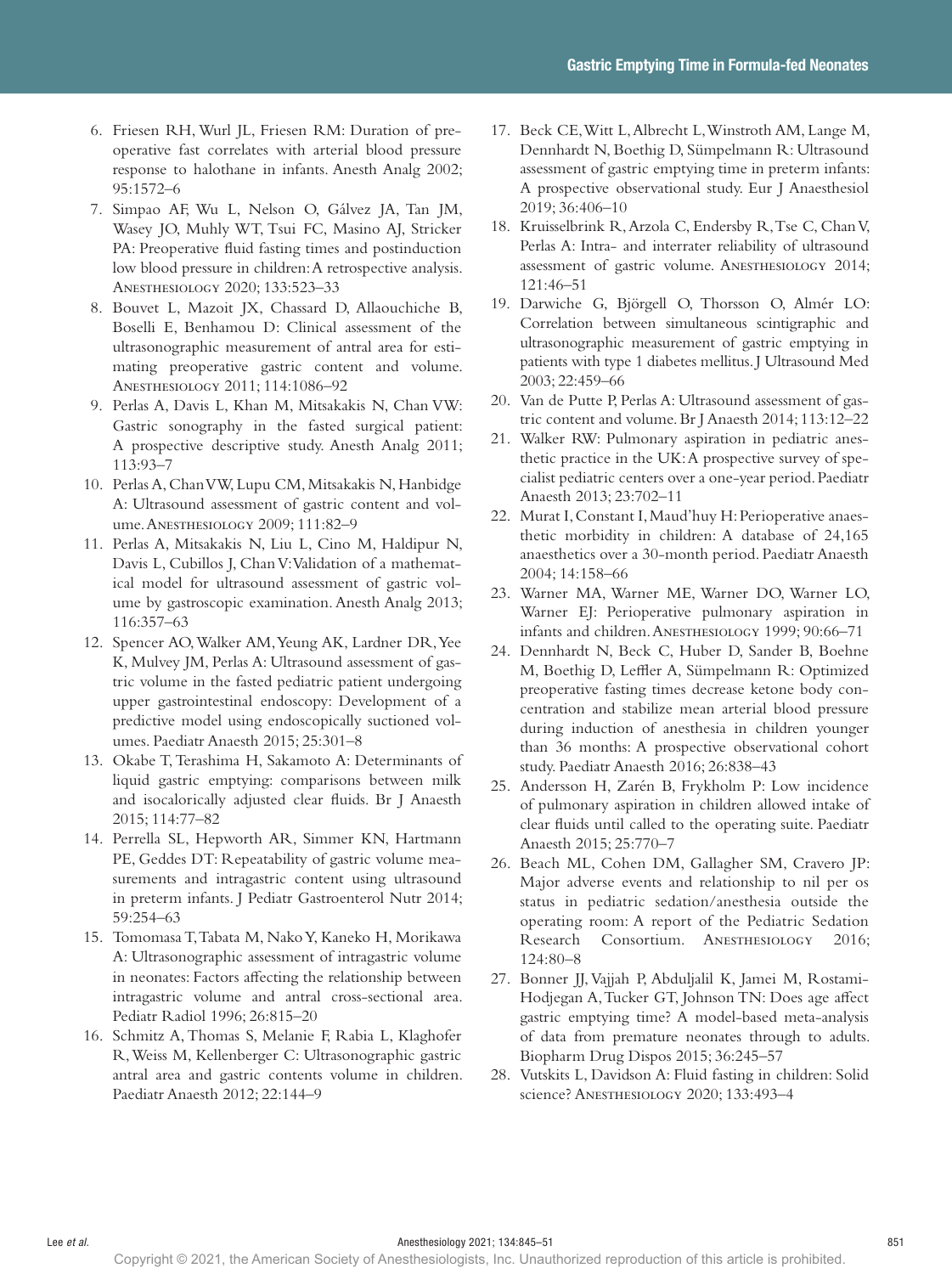6. Friesen RH, Wurl JL, Friesen RM: Duration of preoperative fast correlates with arterial blood pressure response to halothane in infants. Anesth Analg 2002; 95:1572–6
7. Simpao AF, Wu L, Nelson O, Gálvez JA, Tan JM, Wasey JO, Muhly WT, Tsui FC, Masino AJ, Stricker PA: Preoperative fluid fasting times and postinduction low blood pressure in children: A retrospective analysis. Anesthesiology 2020; 133:523–33
8. Bouvet L, Mazoit JX, Chassard D, Allaouchiche B, Boselli E, Benhamou D: Clinical assessment of the ultrasonographic measurement of antral area for estimating preoperative gastric content and volume. Anesthesiology 2011; 114:1086–92
9. Perlas A, Davis L, Khan M, Mitsakakis N, Chan VW: Gastric sonography in the fasted surgical patient: A prospective descriptive study. Anesth Analg 2011; 113:93–7
10. Perlas A, Chan VW, Lupu CM, Mitsakakis N, Hanbidge A: Ultrasound assessment of gastric content and volume. Anesthesiology 2009; 111:82–9
11. Perlas A, Mitsakakis N, Liu L, Cino M, Haldipur N, Davis L, Cubillos J, Chan V: Validation of a mathematical model for ultrasound assessment of gastric volume by gastroscopic examination. Anesth Analg 2013; 116:357–63
12. Spencer AO, Walker AM, Yeung AK, Lardner DR, Yee K, Mulvey JM, Perlas A: Ultrasound assessment of gastric volume in the fasted pediatric patient undergoing upper gastrointestinal endoscopy: Development of a predictive model using endoscopically suctioned volumes. Paediatr Anaesth 2015; 25:301–8
13. Okabe T, Terashima H, Sakamoto A: Determinants of liquid gastric emptying: comparisons between milk and isocalorically adjusted clear fluids. Br J Anaesth 2015; 114:77–82
14. Perrella SL, Hepworth AR, Simmer KN, Hartmann PE, Geddes DT: Repeatability of gastric volume measurements and intragastric content using ultrasound in preterm infants. J Pediatr Gastroenterol Nutr 2014; 59:254–63
15. Tomomasa T, Tabata M, Nako Y, Kaneko H, Morikawa A: Ultrasonographic assessment of intragastric volume in neonates: Factors affecting the relationship between intragastric volume and antral cross-sectional area. Pediatr Radiol 1996; 26:815–20
16. Schmitz A, Thomas S, Melanie F, Rabia L, Klaghofer R, Weiss M, Kellenberger C: Ultrasonographic gastric antral area and gastric contents volume in children. Paediatr Anaesth 2012; 22:144–9
17. Beck CE, Witt L, Albrecht L, Winstroth AM, Lange M, Dennhardt N, Boethig D, Sümpelmann R: Ultrasound assessment of gastric emptying time in preterm infants: A prospective observational study. Eur J Anaesthesiol 2019; 36:406–10
18. Kruisselbrink R, Arzola C, Endersby R, Tse C, Chan V, Perlas A: Intra- and interrater reliability of ultrasound assessment of gastric volume. Anesthesiology 2014; 121:46–51
19. Darwiche G, Björgell O, Thorsson O, Almér LO: Correlation between simultaneous scintigraphic and ultrasonographic measurement of gastric emptying in patients with type 1 diabetes mellitus. J Ultrasound Med 2003; 22:459–66
20. Van de Putte P, Perlas A: Ultrasound assessment of gastric content and volume. Br J Anaesth 2014; 113:12–22
21. Walker RW: Pulmonary aspiration in pediatric anesthetic practice in the UK: A prospective survey of specialist pediatric centers over a one-year period. Paediatr Anaesth 2013; 23:702–11
22. Murat I, Constant I, Maud'huy H: Perioperative anaesthetic morbidity in children: A database of 24,165 anaesthetics over a 30-month period. Paediatr Anaesth 2004; 14:158–66
23. Warner MA, Warner ME, Warner DO, Warner LO, Warner EJ: Perioperative pulmonary aspiration in infants and children. Anesthesiology 1999; 90:66–71
24. Dennhardt N, Beck C, Huber D, Sander B, Boehne M, Boethig D, Leffler A, Sümpelmann R: Optimized preoperative fasting times decrease ketone body concentration and stabilize mean arterial blood pressure during induction of anesthesia in children younger than 36 months: A prospective observational cohort study. Paediatr Anaesth 2016; 26:838–43
25. Andersson H, Zarén B, Frykholm P: Low incidence of pulmonary aspiration in children allowed intake of clear fluids until called to the operating suite. Paediatr Anaesth 2015; 25:770–7
26. Beach ML, Cohen DM, Gallagher SM, Cravero JP: Major adverse events and relationship to nil per os status in pediatric sedation/anesthesia outside the operating room: A report of the Pediatric Sedation Research Consortium. Anesthesiology 2016; 124:80–8
27. Bonner JJ, Vajjah P, Abduljalil K, Jamei M, Rostami-Hodjegan A, Tucker GT, Johnson TN: Does age affect gastric emptying time? A model-based meta-analysis of data from premature neonates through to adults. Biopharm Drug Dispos 2015; 36:245–57
28. Vutskits L, Davidson A: Fluid fasting in children: Solid science? Anesthesiology 2020; 133:493–4